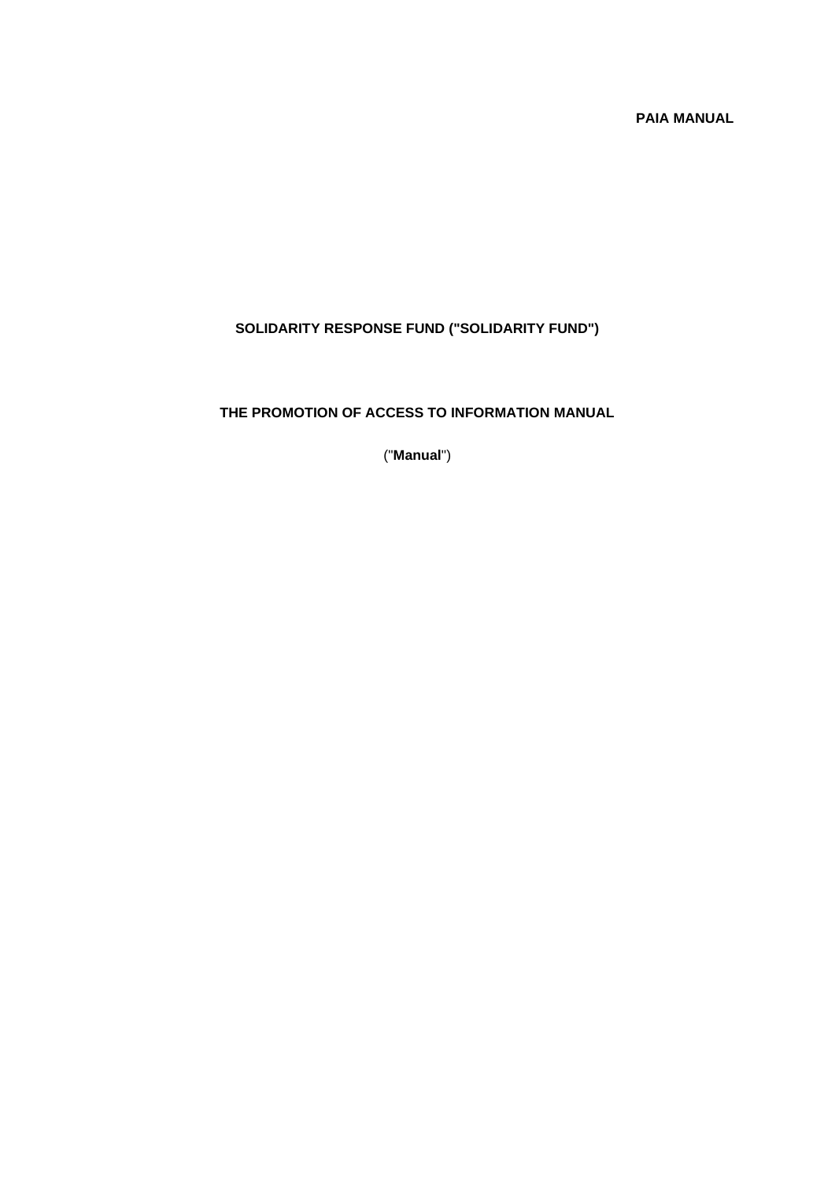**PAIA MANUAL**

**SOLIDARITY RESPONSE FUND ("SOLIDARITY FUND")**

**THE PROMOTION OF ACCESS TO INFORMATION MANUAL**

("**Manual**")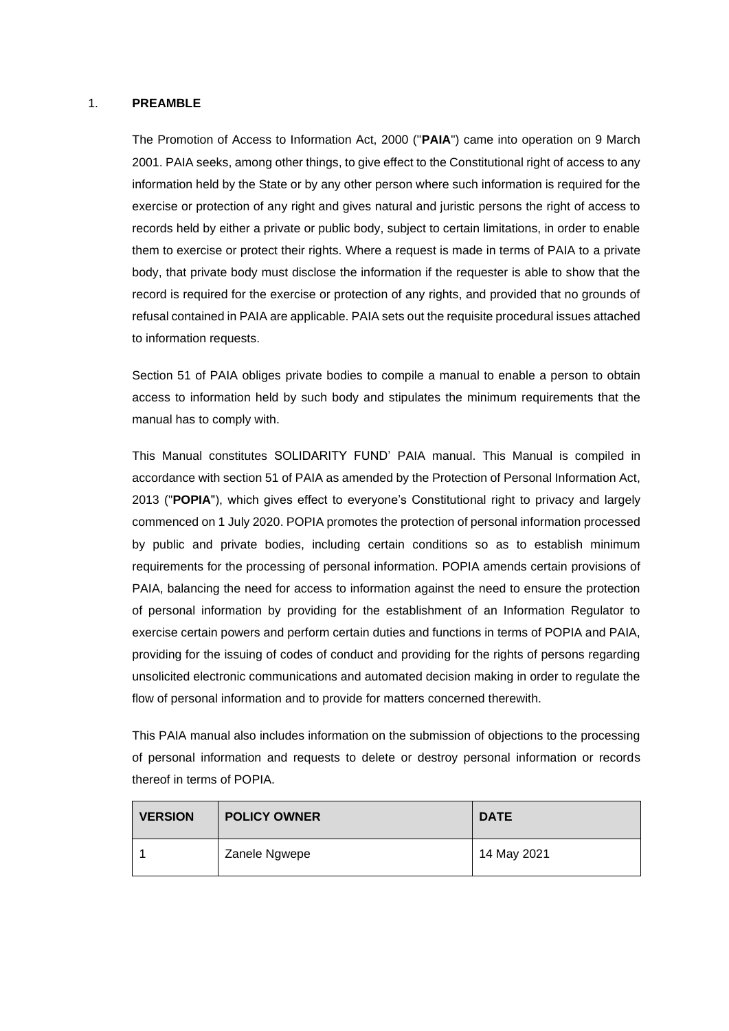## 1. PREAMBLE

The Promotion of Access to Information Act, 2000 ("**PAIA**") came into operation on 9 March 2001. PAIA seeks, among other things, to give effect to the Constitutional right of access to any information held by the State or by any other person where such information is required for the exercise or protection of any right and gives natural and juristic persons the right of access to records held by either a private or public body, subject to certain limitations, in order to enable them to exercise or protect their rights. Where a request is made in terms of PAIA to a private body, that private body must disclose the information if the requester is able to show that the record is required for the exercise or protection of any rights, and provided that no grounds of refusal contained in PAIA are applicable. PAIA sets out the requisite procedural issues attached to information requests.

Section 51 of PAIA obliges private bodies to compile a manual to enable a person to obtain access to information held by such body and stipulates the minimum requirements that the manual has to comply with.

This Manual constitutes SOLIDARITY FUND' PAIA manual. This Manual is compiled in accordance with section 51 of PAIA as amended by the Protection of Personal Information Act, 2013 ("**POPIA**"), which gives effect to everyone's Constitutional right to privacy and largely commenced on 1 July 2020. POPIA promotes the protection of personal information processed by public and private bodies, including certain conditions so as to establish minimum requirements for the processing of personal information. POPIA amends certain provisions of PAIA, balancing the need for access to information against the need to ensure the protection of personal information by providing for the establishment of an Information Regulator to exercise certain powers and perform certain duties and functions in terms of POPIA and PAIA, providing for the issuing of codes of conduct and providing for the rights of persons regarding unsolicited electronic communications and automated decision making in order to regulate the flow of personal information and to provide for matters concerned therewith.

This PAIA manual also includes information on the submission of objections to the processing of personal information and requests to delete or destroy personal information or records thereof in terms of POPIA.

| VERSION | POLICY OWNER | DATE |
| --- | --- | --- |
| 1 | Zanele Ngwepe | 14 May 2021 |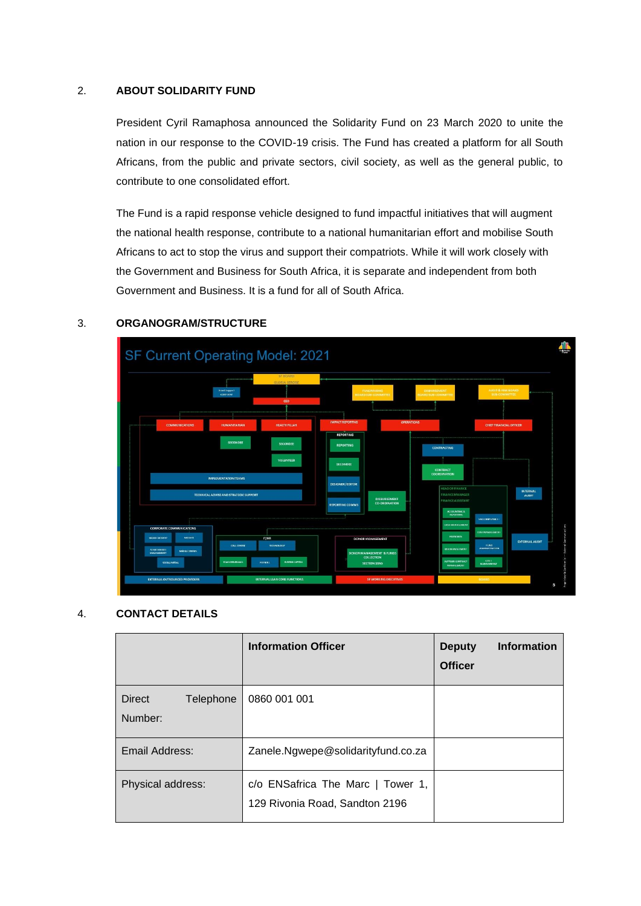## 2. ABOUT SOLIDARITY FUND

President Cyril Ramaphosa announced the Solidarity Fund on 23 March 2020 to unite the nation in our response to the COVID-19 crisis. The Fund has created a platform for all South Africans, from the public and private sectors, civil society, as well as the general public, to contribute to one consolidated effort.

The Fund is a rapid response vehicle designed to fund impactful initiatives that will augment the national health response, contribute to a national humanitarian effort and mobilise South Africans to act to stop the virus and support their compatriots. While it will work closely with the Government and Business for South Africa, it is separate and independent from both Government and Business. It is a fund for all of South Africa.

## 3. ORGANOGRAM/STRUCTURE

## 4. CONTACT DETAILS

| | Information Officer | Deputy Information Officer |
|---|---|---|
| Direct Telephone Number: | 0860 001 001 | |
| Email Address: | Zanele.Ngwepe@solidarityfund.co.za | |
| Physical address: | c/o ENSafrica The Marc \| Tower 1, 129 Rivonia Road, Sandton 2196 | |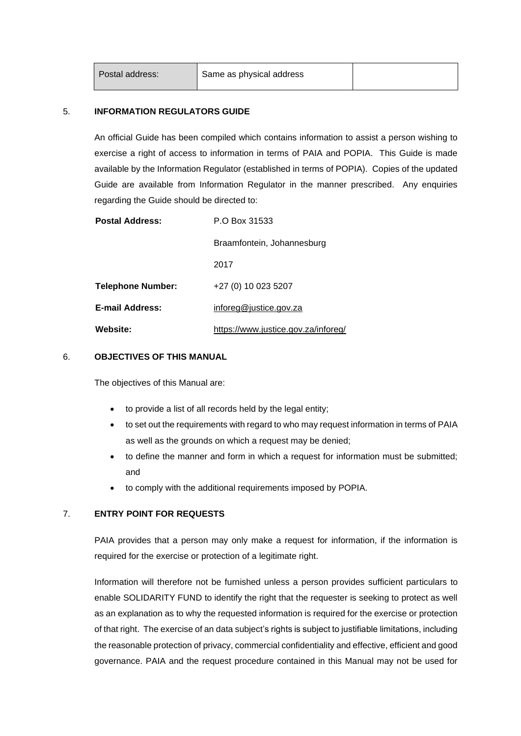| Postal address: | Same as physical address | |
|---|---|---|

## 5. INFORMATION REGULATORS GUIDE

An official Guide has been compiled which contains information to assist a person wishing to exercise a right of access to information in terms of PAIA and POPIA. This Guide is made available by the Information Regulator (established in terms of POPIA). Copies of the updated Guide are available from Information Regulator in the manner prescribed. Any enquiries regarding the Guide should be directed to:

| | |
|---|---|
| **Postal Address:** | P.O Box 31533 |
| | Braamfontein, Johannesburg |
| | 2017 |
| **Telephone Number:** | +27 (0) 10 023 5207 |
| **E-mail Address:** | inforeg@justice.gov.za |
| **Website:** | https://www.justice.gov.za/inforeg/ |

## 6. OBJECTIVES OF THIS MANUAL

The objectives of this Manual are:

- to provide a list of all records held by the legal entity;
- to set out the requirements with regard to who may request information in terms of PAIA as well as the grounds on which a request may be denied;
- to define the manner and form in which a request for information must be submitted; and
- to comply with the additional requirements imposed by POPIA.

## 7. ENTRY POINT FOR REQUESTS

PAIA provides that a person may only make a request for information, if the information is required for the exercise or protection of a legitimate right.

Information will therefore not be furnished unless a person provides sufficient particulars to enable SOLIDARITY FUND to identify the right that the requester is seeking to protect as well as an explanation as to why the requested information is required for the exercise or protection of that right. The exercise of an data subject's rights is subject to justifiable limitations, including the reasonable protection of privacy, commercial confidentiality and effective, efficient and good governance. PAIA and the request procedure contained in this Manual may not be used for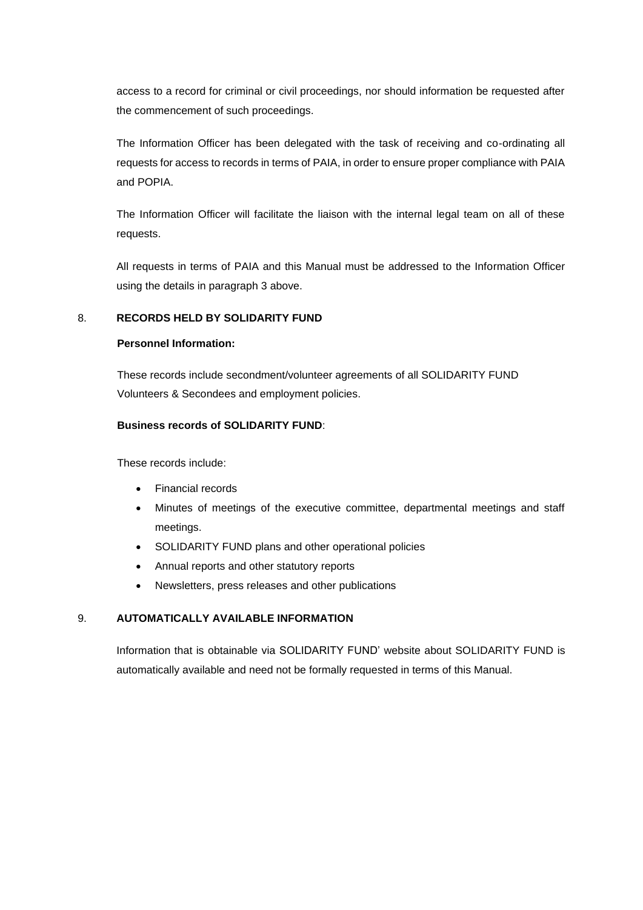access to a record for criminal or civil proceedings, nor should information be requested after the commencement of such proceedings.

The Information Officer has been delegated with the task of receiving and co-ordinating all requests for access to records in terms of PAIA, in order to ensure proper compliance with PAIA and POPIA.

The Information Officer will facilitate the liaison with the internal legal team on all of these requests.

All requests in terms of PAIA and this Manual must be addressed to the Information Officer using the details in paragraph 3 above.

## 8. RECORDS HELD BY SOLIDARITY FUND

**Personnel Information:**

These records include secondment/volunteer agreements of all SOLIDARITY FUND Volunteers & Secondees and employment policies.

**Business records of SOLIDARITY FUND**:

These records include:

- Financial records
- Minutes of meetings of the executive committee, departmental meetings and staff meetings.
- SOLIDARITY FUND plans and other operational policies
- Annual reports and other statutory reports
- Newsletters, press releases and other publications

## 9. AUTOMATICALLY AVAILABLE INFORMATION

Information that is obtainable via SOLIDARITY FUND' website about SOLIDARITY FUND is automatically available and need not be formally requested in terms of this Manual.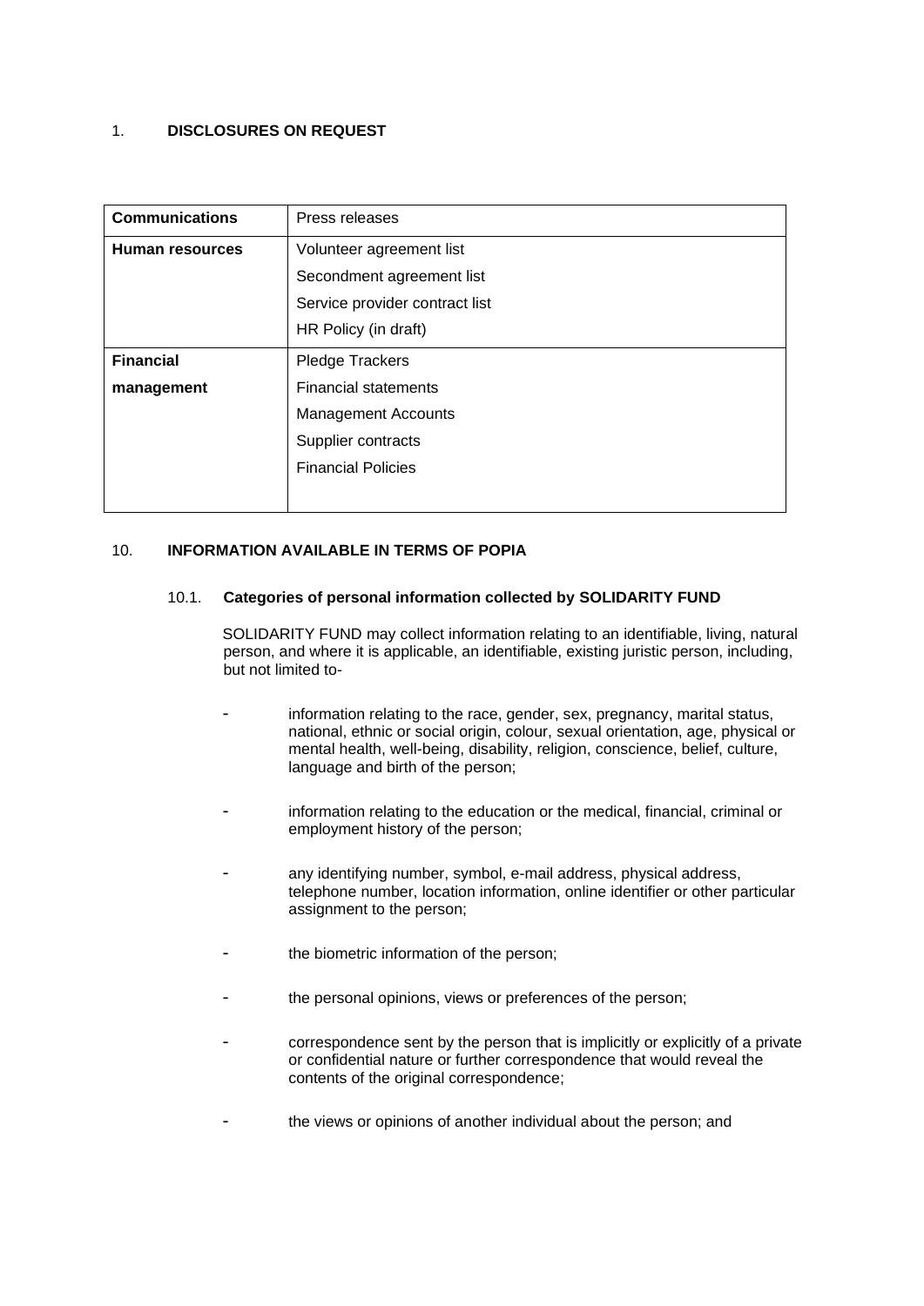## 1. DISCLOSURES ON REQUEST

| | |
|---|---|
| **Communications** | Press releases |
| **Human resources** | Volunteer agreement list<br>Secondment agreement list<br>Service provider contract list<br>HR Policy (in draft) |
| **Financial management** | Pledge Trackers<br>Financial statements<br>Management Accounts<br>Supplier contracts<br>Financial Policies |

## 10. INFORMATION AVAILABLE IN TERMS OF POPIA

### 10.1. Categories of personal information collected by SOLIDARITY FUND

SOLIDARITY FUND may collect information relating to an identifiable, living, natural person, and where it is applicable, an identifiable, existing juristic person, including, but not limited to-

- information relating to the race, gender, sex, pregnancy, marital status, national, ethnic or social origin, colour, sexual orientation, age, physical or mental health, well-being, disability, religion, conscience, belief, culture, language and birth of the person;
- information relating to the education or the medical, financial, criminal or employment history of the person;
- any identifying number, symbol, e-mail address, physical address, telephone number, location information, online identifier or other particular assignment to the person;
- the biometric information of the person;
- the personal opinions, views or preferences of the person;
- correspondence sent by the person that is implicitly or explicitly of a private or confidential nature or further correspondence that would reveal the contents of the original correspondence;
- the views or opinions of another individual about the person; and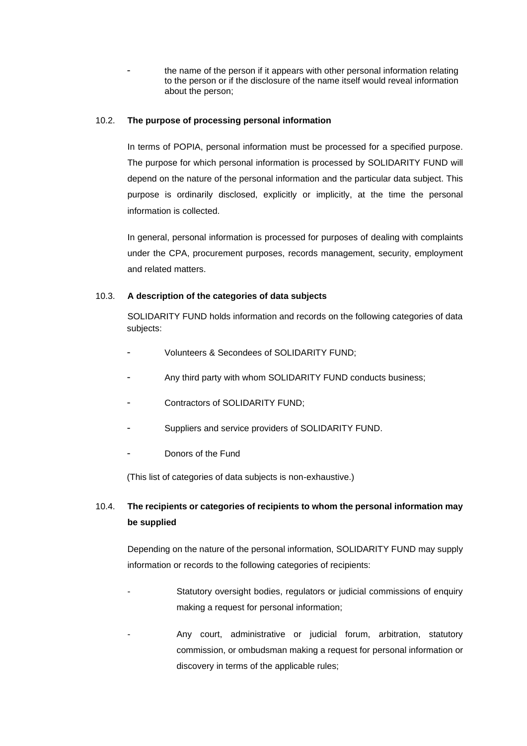- the name of the person if it appears with other personal information relating to the person or if the disclosure of the name itself would reveal information about the person;

### 10.2. The purpose of processing personal information

In terms of POPIA, personal information must be processed for a specified purpose. The purpose for which personal information is processed by SOLIDARITY FUND will depend on the nature of the personal information and the particular data subject. This purpose is ordinarily disclosed, explicitly or implicitly, at the time the personal information is collected.

In general, personal information is processed for purposes of dealing with complaints under the CPA, procurement purposes, records management, security, employment and related matters.

### 10.3. A description of the categories of data subjects

SOLIDARITY FUND holds information and records on the following categories of data subjects:

- Volunteers & Secondees of SOLIDARITY FUND;
- Any third party with whom SOLIDARITY FUND conducts business;
- Contractors of SOLIDARITY FUND;
- Suppliers and service providers of SOLIDARITY FUND.
- Donors of the Fund

(This list of categories of data subjects is non-exhaustive.)

### 10.4. The recipients or categories of recipients to whom the personal information may be supplied

Depending on the nature of the personal information, SOLIDARITY FUND may supply information or records to the following categories of recipients:

- Statutory oversight bodies, regulators or judicial commissions of enquiry making a request for personal information;
- Any court, administrative or judicial forum, arbitration, statutory commission, or ombudsman making a request for personal information or discovery in terms of the applicable rules;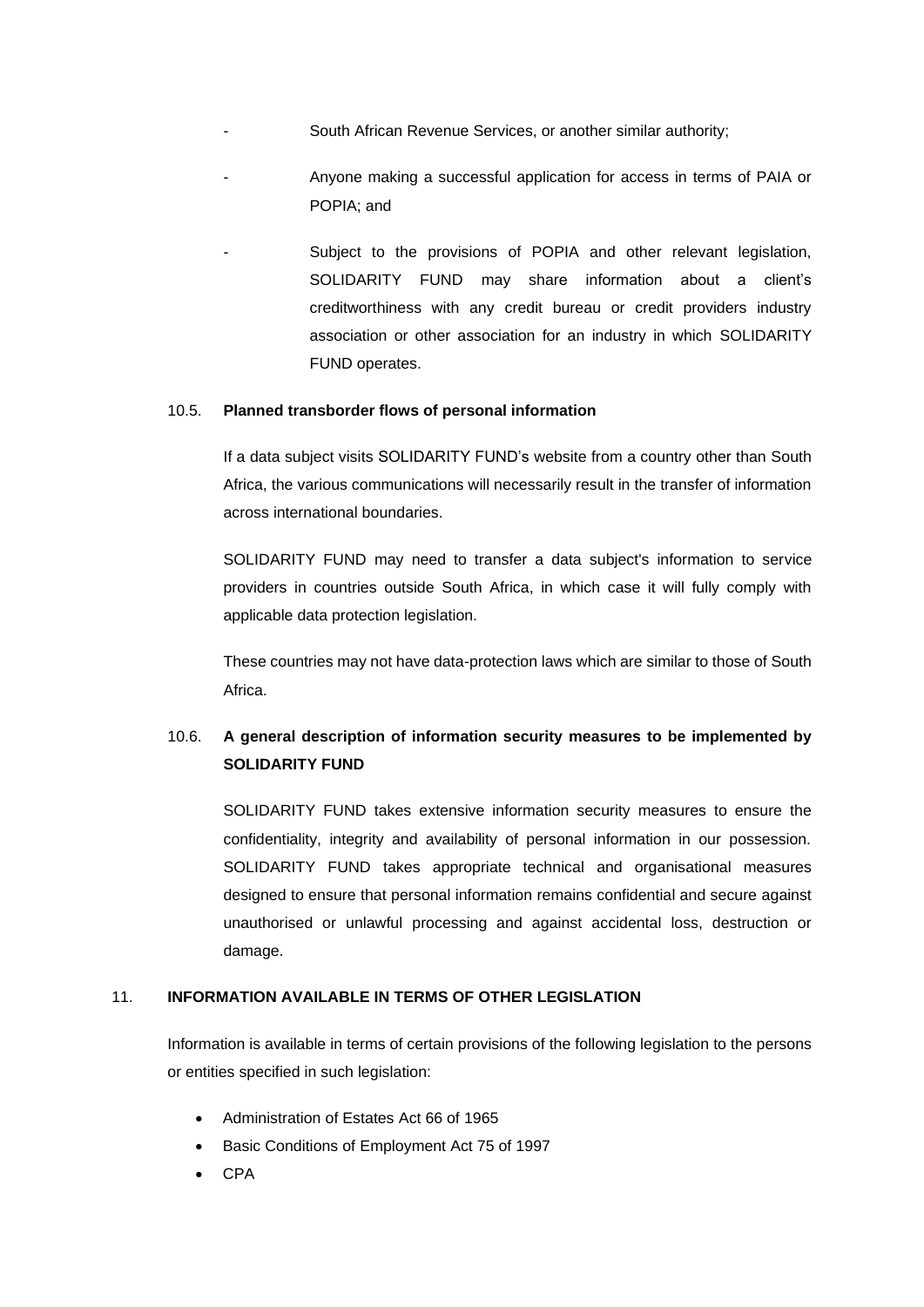- South African Revenue Services, or another similar authority;
- Anyone making a successful application for access in terms of PAIA or POPIA; and
- Subject to the provisions of POPIA and other relevant legislation, SOLIDARITY FUND may share information about a client's creditworthiness with any credit bureau or credit providers industry association or other association for an industry in which SOLIDARITY FUND operates.

### 10.5. Planned transborder flows of personal information

If a data subject visits SOLIDARITY FUND's website from a country other than South Africa, the various communications will necessarily result in the transfer of information across international boundaries.

SOLIDARITY FUND may need to transfer a data subject's information to service providers in countries outside South Africa, in which case it will fully comply with applicable data protection legislation.

These countries may not have data-protection laws which are similar to those of South Africa.

### 10.6. A general description of information security measures to be implemented by SOLIDARITY FUND

SOLIDARITY FUND takes extensive information security measures to ensure the confidentiality, integrity and availability of personal information in our possession. SOLIDARITY FUND takes appropriate technical and organisational measures designed to ensure that personal information remains confidential and secure against unauthorised or unlawful processing and against accidental loss, destruction or damage.

## 11. INFORMATION AVAILABLE IN TERMS OF OTHER LEGISLATION

Information is available in terms of certain provisions of the following legislation to the persons or entities specified in such legislation:

- Administration of Estates Act 66 of 1965
- Basic Conditions of Employment Act 75 of 1997
- CPA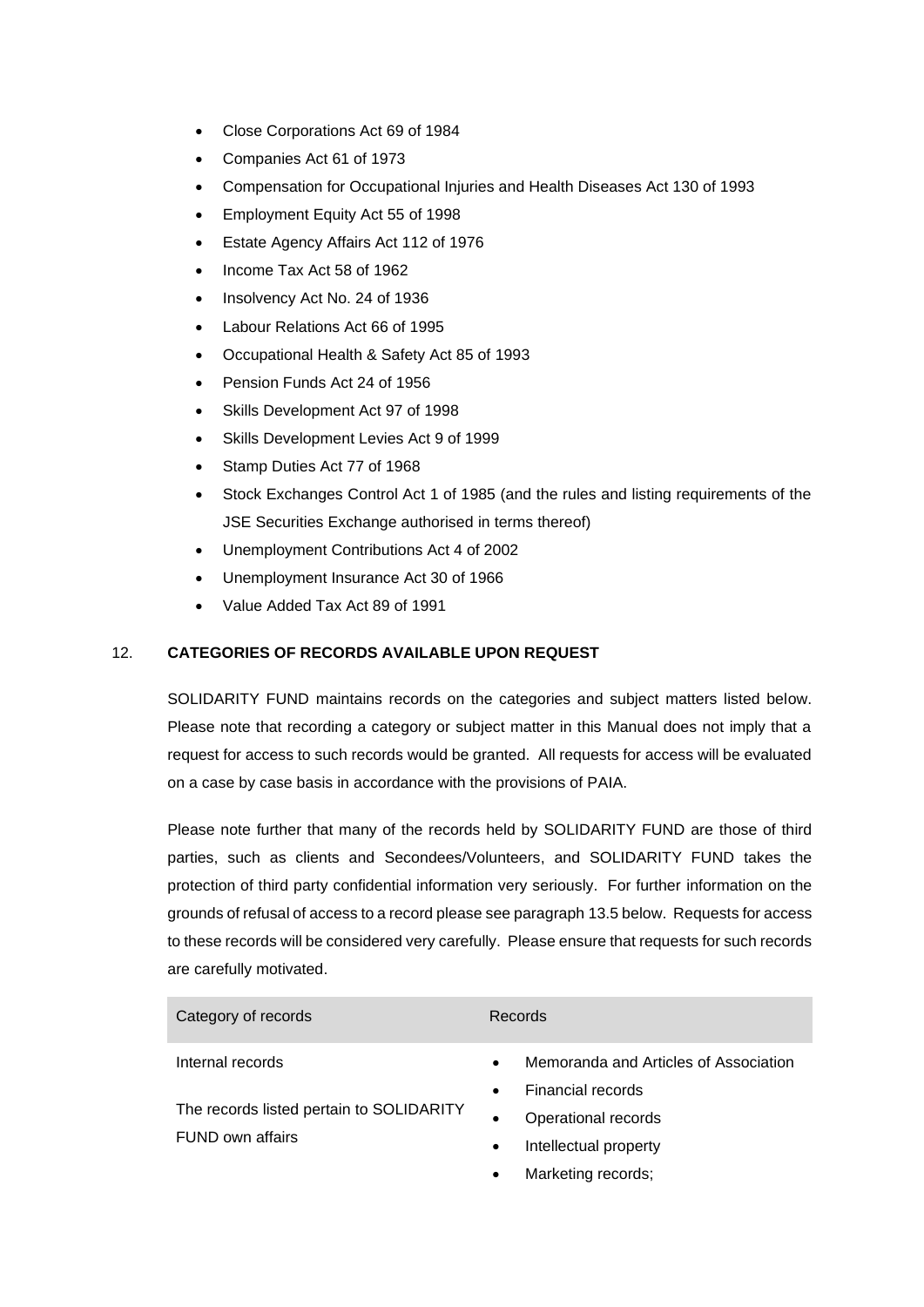- Close Corporations Act 69 of 1984
- Companies Act 61 of 1973
- Compensation for Occupational Injuries and Health Diseases Act 130 of 1993
- Employment Equity Act 55 of 1998
- Estate Agency Affairs Act 112 of 1976
- Income Tax Act 58 of 1962
- Insolvency Act No. 24 of 1936
- Labour Relations Act 66 of 1995
- Occupational Health & Safety Act 85 of 1993
- Pension Funds Act 24 of 1956
- Skills Development Act 97 of 1998
- Skills Development Levies Act 9 of 1999
- Stamp Duties Act 77 of 1968
- Stock Exchanges Control Act 1 of 1985 (and the rules and listing requirements of the JSE Securities Exchange authorised in terms thereof)
- Unemployment Contributions Act 4 of 2002
- Unemployment Insurance Act 30 of 1966
- Value Added Tax Act 89 of 1991

## 12. CATEGORIES OF RECORDS AVAILABLE UPON REQUEST

SOLIDARITY FUND maintains records on the categories and subject matters listed below. Please note that recording a category or subject matter in this Manual does not imply that a request for access to such records would be granted. All requests for access will be evaluated on a case by case basis in accordance with the provisions of PAIA.

Please note further that many of the records held by SOLIDARITY FUND are those of third parties, such as clients and Secondees/Volunteers, and SOLIDARITY FUND takes the protection of third party confidential information very seriously. For further information on the grounds of refusal of access to a record please see paragraph 13.5 below. Requests for access to these records will be considered very carefully. Please ensure that requests for such records are carefully motivated.

| Category of records | Records |
|---|---|
| Internal records<br><br>The records listed pertain to SOLIDARITY FUND own affairs | • Memoranda and Articles of Association<br>• Financial records<br>• Operational records<br>• Intellectual property<br>• Marketing records; |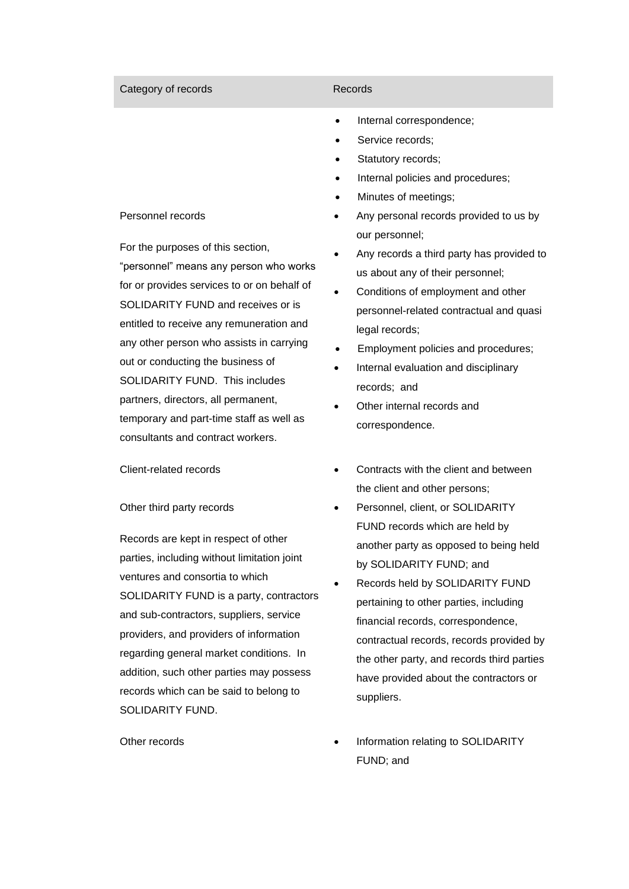| Category of records | Records |
| --- | --- |
| Personnel records<br><br>For the purposes of this section, "personnel" means any person who works for or provides services to or on behalf of SOLIDARITY FUND and receives or is entitled to receive any remuneration and any other person who assists in carrying out or conducting the business of SOLIDARITY FUND. This includes partners, directors, all permanent, temporary and part-time staff as well as consultants and contract workers. | • Internal correspondence;<br>• Service records;<br>• Statutory records;<br>• Internal policies and procedures;<br>• Minutes of meetings;<br>• Any personal records provided to us by our personnel;<br>• Any records a third party has provided to us about any of their personnel;<br>• Conditions of employment and other personnel-related contractual and quasi legal records;<br>• Employment policies and procedures;<br>• Internal evaluation and disciplinary records; and<br>• Other internal records and correspondence. |
| Client-related records | • Contracts with the client and between the client and other persons; |
| Other third party records<br><br>Records are kept in respect of other parties, including without limitation joint ventures and consortia to which SOLIDARITY FUND is a party, contractors and sub-contractors, suppliers, service providers, and providers of information regarding general market conditions. In addition, such other parties may possess records which can be said to belong to SOLIDARITY FUND. | • Personnel, client, or SOLIDARITY FUND records which are held by another party as opposed to being held by SOLIDARITY FUND; and<br>• Records held by SOLIDARITY FUND pertaining to other parties, including financial records, correspondence, contractual records, records provided by the other party, and records third parties have provided about the contractors or suppliers. |
| Other records | • Information relating to SOLIDARITY FUND; and |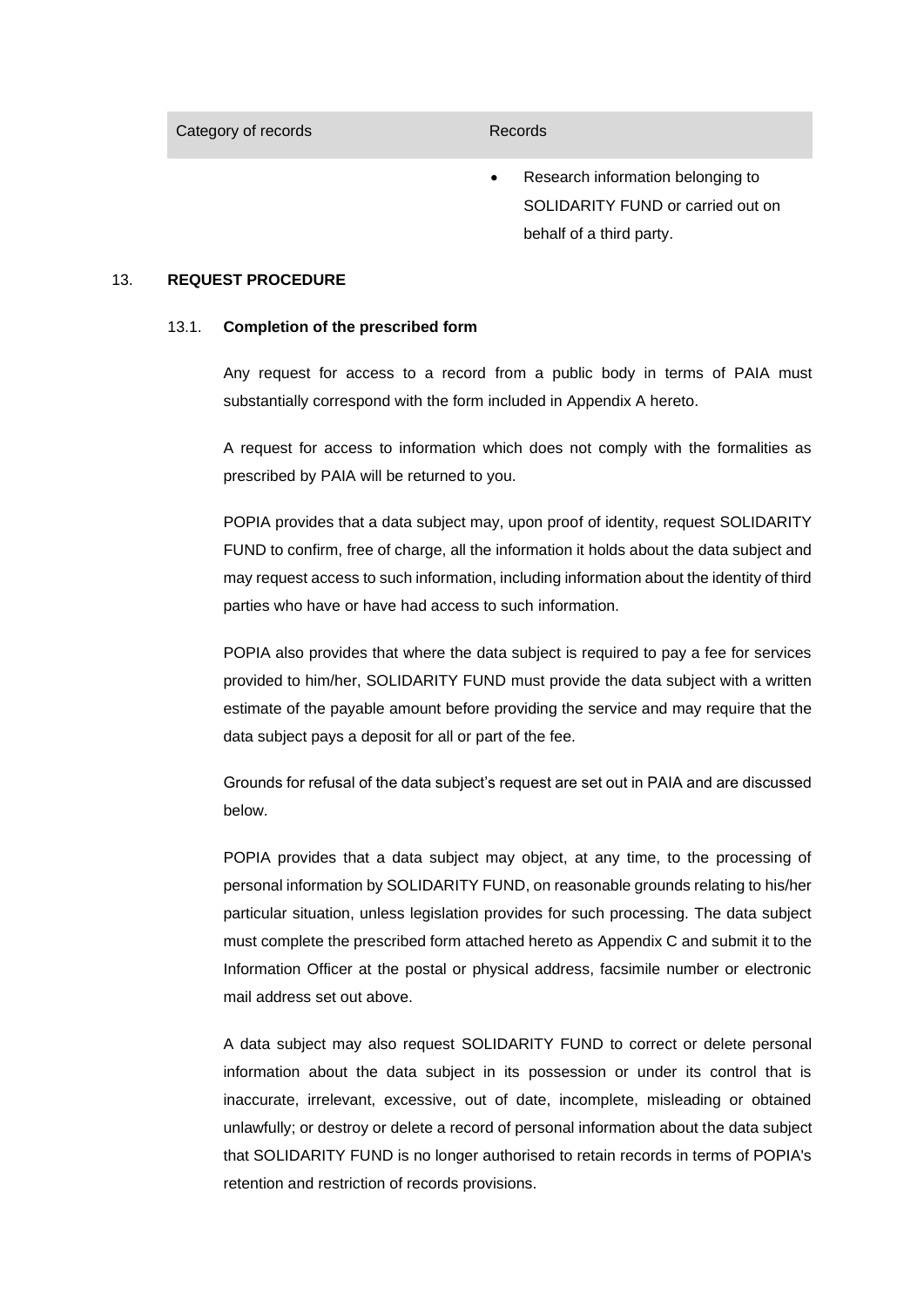| Category of records | Records |
| --- | --- |
| | • Research information belonging to SOLIDARITY FUND or carried out on behalf of a third party. |

## 13. REQUEST PROCEDURE

### 13.1. Completion of the prescribed form

Any request for access to a record from a public body in terms of PAIA must substantially correspond with the form included in Appendix A hereto.

A request for access to information which does not comply with the formalities as prescribed by PAIA will be returned to you.

POPIA provides that a data subject may, upon proof of identity, request SOLIDARITY FUND to confirm, free of charge, all the information it holds about the data subject and may request access to such information, including information about the identity of third parties who have or have had access to such information.

POPIA also provides that where the data subject is required to pay a fee for services provided to him/her, SOLIDARITY FUND must provide the data subject with a written estimate of the payable amount before providing the service and may require that the data subject pays a deposit for all or part of the fee.

Grounds for refusal of the data subject's request are set out in PAIA and are discussed below.

POPIA provides that a data subject may object, at any time, to the processing of personal information by SOLIDARITY FUND, on reasonable grounds relating to his/her particular situation, unless legislation provides for such processing. The data subject must complete the prescribed form attached hereto as Appendix C and submit it to the Information Officer at the postal or physical address, facsimile number or electronic mail address set out above.

A data subject may also request SOLIDARITY FUND to correct or delete personal information about the data subject in its possession or under its control that is inaccurate, irrelevant, excessive, out of date, incomplete, misleading or obtained unlawfully; or destroy or delete a record of personal information about the data subject that SOLIDARITY FUND is no longer authorised to retain records in terms of POPIA's retention and restriction of records provisions.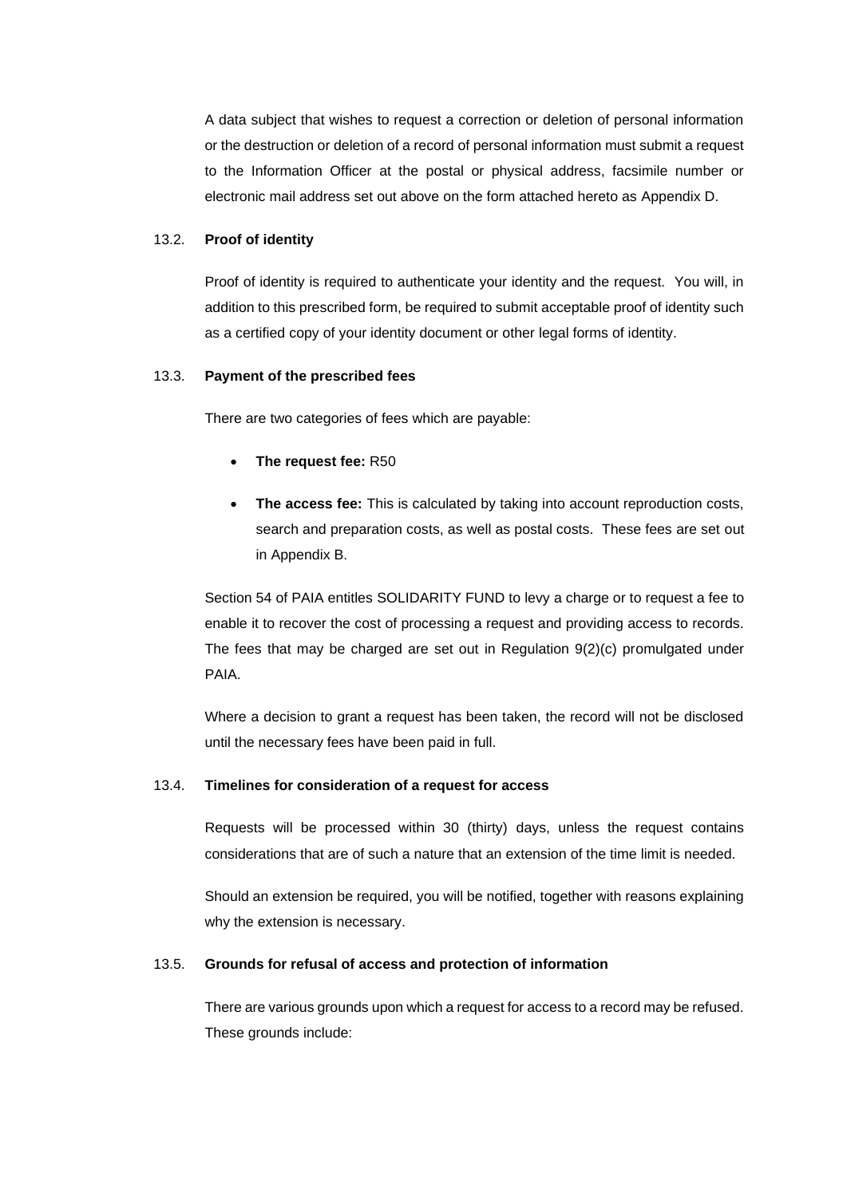A data subject that wishes to request a correction or deletion of personal information or the destruction or deletion of a record of personal information must submit a request to the Information Officer at the postal or physical address, facsimile number or electronic mail address set out above on the form attached hereto as Appendix D.

### 13.2. Proof of identity

Proof of identity is required to authenticate your identity and the request. You will, in addition to this prescribed form, be required to submit acceptable proof of identity such as a certified copy of your identity document or other legal forms of identity.

### 13.3. Payment of the prescribed fees

There are two categories of fees which are payable:

- **The request fee:** R50
- **The access fee:** This is calculated by taking into account reproduction costs, search and preparation costs, as well as postal costs. These fees are set out in Appendix B.

Section 54 of PAIA entitles SOLIDARITY FUND to levy a charge or to request a fee to enable it to recover the cost of processing a request and providing access to records. The fees that may be charged are set out in Regulation 9(2)(c) promulgated under PAIA.

Where a decision to grant a request has been taken, the record will not be disclosed until the necessary fees have been paid in full.

### 13.4. Timelines for consideration of a request for access

Requests will be processed within 30 (thirty) days, unless the request contains considerations that are of such a nature that an extension of the time limit is needed.

Should an extension be required, you will be notified, together with reasons explaining why the extension is necessary.

### 13.5. Grounds for refusal of access and protection of information

There are various grounds upon which a request for access to a record may be refused. These grounds include: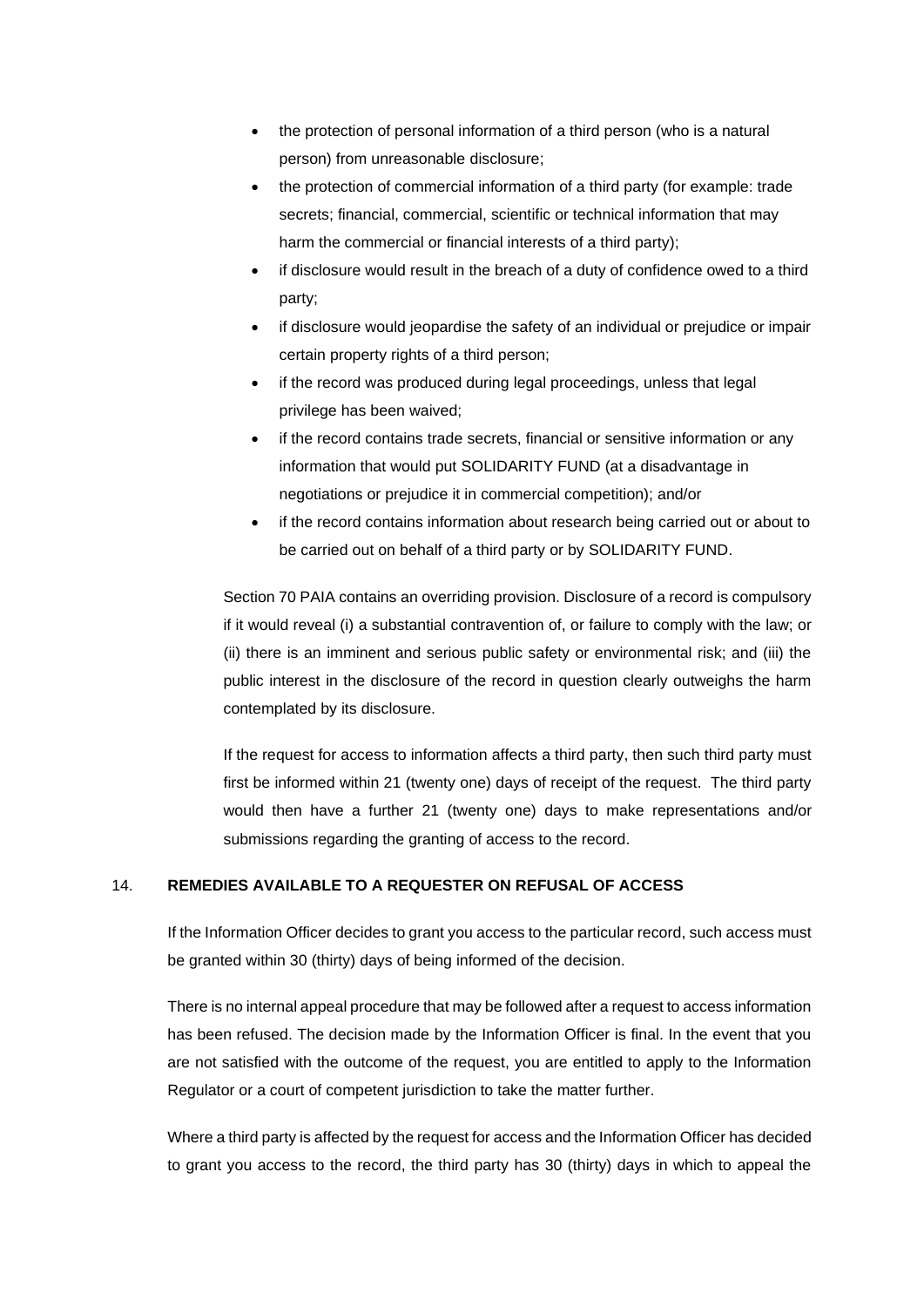- the protection of personal information of a third person (who is a natural person) from unreasonable disclosure;
- the protection of commercial information of a third party (for example: trade secrets; financial, commercial, scientific or technical information that may harm the commercial or financial interests of a third party);
- if disclosure would result in the breach of a duty of confidence owed to a third party;
- if disclosure would jeopardise the safety of an individual or prejudice or impair certain property rights of a third person;
- if the record was produced during legal proceedings, unless that legal privilege has been waived;
- if the record contains trade secrets, financial or sensitive information or any information that would put SOLIDARITY FUND (at a disadvantage in negotiations or prejudice it in commercial competition); and/or
- if the record contains information about research being carried out or about to be carried out on behalf of a third party or by SOLIDARITY FUND.

Section 70 PAIA contains an overriding provision. Disclosure of a record is compulsory if it would reveal (i) a substantial contravention of, or failure to comply with the law; or (ii) there is an imminent and serious public safety or environmental risk; and (iii) the public interest in the disclosure of the record in question clearly outweighs the harm contemplated by its disclosure.

If the request for access to information affects a third party, then such third party must first be informed within 21 (twenty one) days of receipt of the request. The third party would then have a further 21 (twenty one) days to make representations and/or submissions regarding the granting of access to the record.

## 14. REMEDIES AVAILABLE TO A REQUESTER ON REFUSAL OF ACCESS

If the Information Officer decides to grant you access to the particular record, such access must be granted within 30 (thirty) days of being informed of the decision.

There is no internal appeal procedure that may be followed after a request to access information has been refused. The decision made by the Information Officer is final. In the event that you are not satisfied with the outcome of the request, you are entitled to apply to the Information Regulator or a court of competent jurisdiction to take the matter further.

Where a third party is affected by the request for access and the Information Officer has decided to grant you access to the record, the third party has 30 (thirty) days in which to appeal the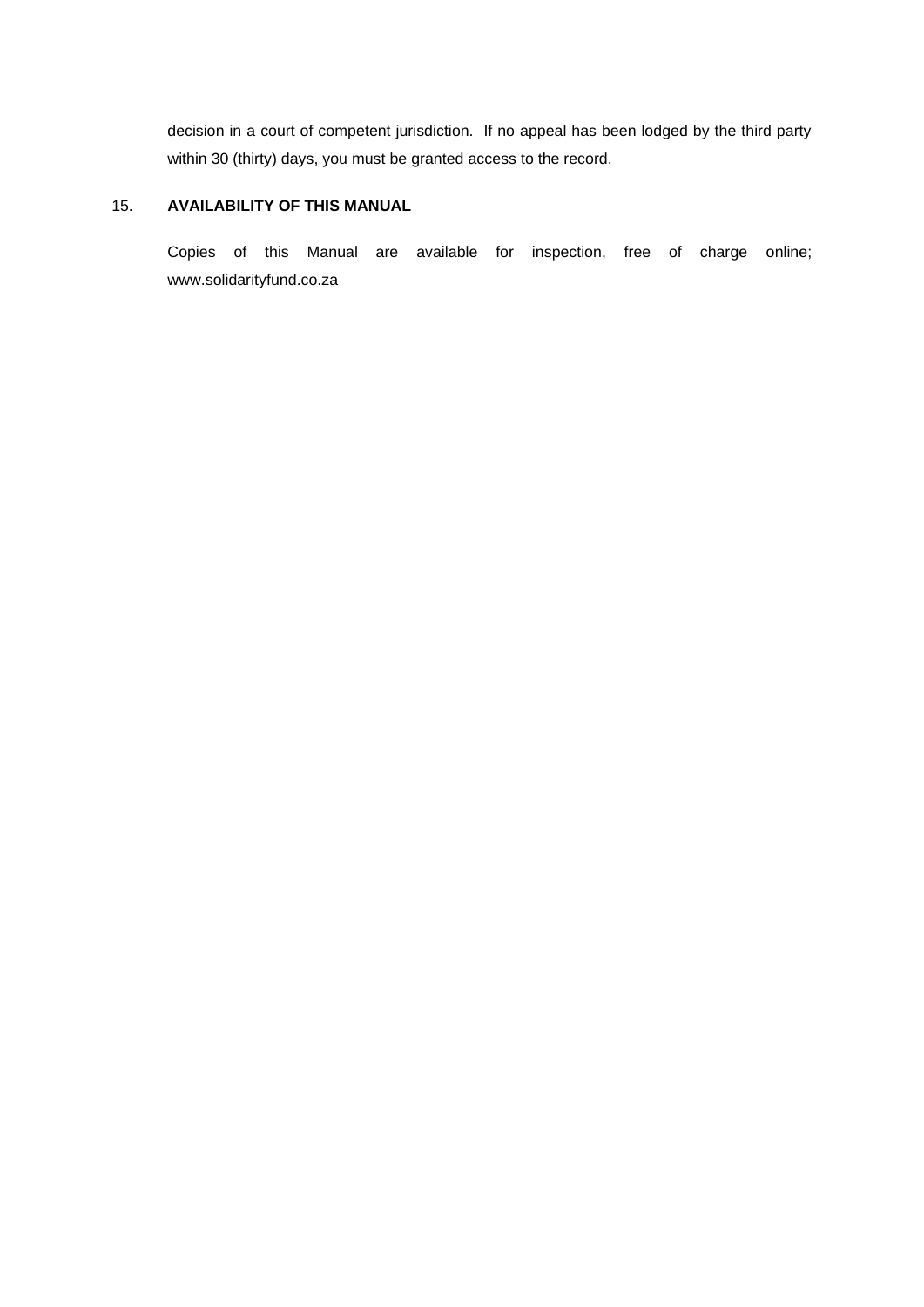decision in a court of competent jurisdiction. If no appeal has been lodged by the third party within 30 (thirty) days, you must be granted access to the record.

## 15. AVAILABILITY OF THIS MANUAL

Copies of this Manual are available for inspection, free of charge online; www.solidarityfund.co.za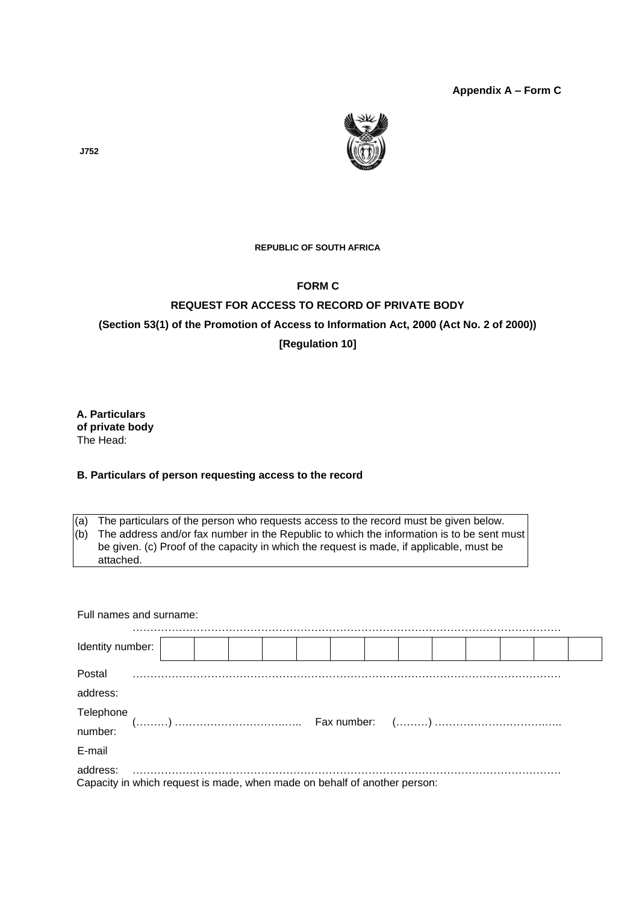**Appendix A – Form C**

**J752**

**REPUBLIC OF SOUTH AFRICA**

**FORM C**

**REQUEST FOR ACCESS TO RECORD OF PRIVATE BODY**

**(Section 53(1) of the Promotion of Access to Information Act, 2000 (Act No. 2 of 2000))**

**[Regulation 10]**

**A. Particulars of private body**

The Head:

**B. Particulars of person requesting access to the record**

(a) The particulars of the person who requests access to the record must be given below.
(b) The address and/or fax number in the Republic to which the information is to be sent must be given. (c) Proof of the capacity in which the request is made, if applicable, must be attached.

Full names and surname: …………………………………………………………………………………………………

| Identity number: | | | | | | | | | | | | | |
|---|---|---|---|---|---|---|---|---|---|---|---|---|---|

Postal address: …………………………………………………………………………………………………

Telephone number: (………) ……………………………….. Fax number: (………) ………………………………..

E-mail address: …………………………………………………………………………………………………

Capacity in which request is made, when made on behalf of another person: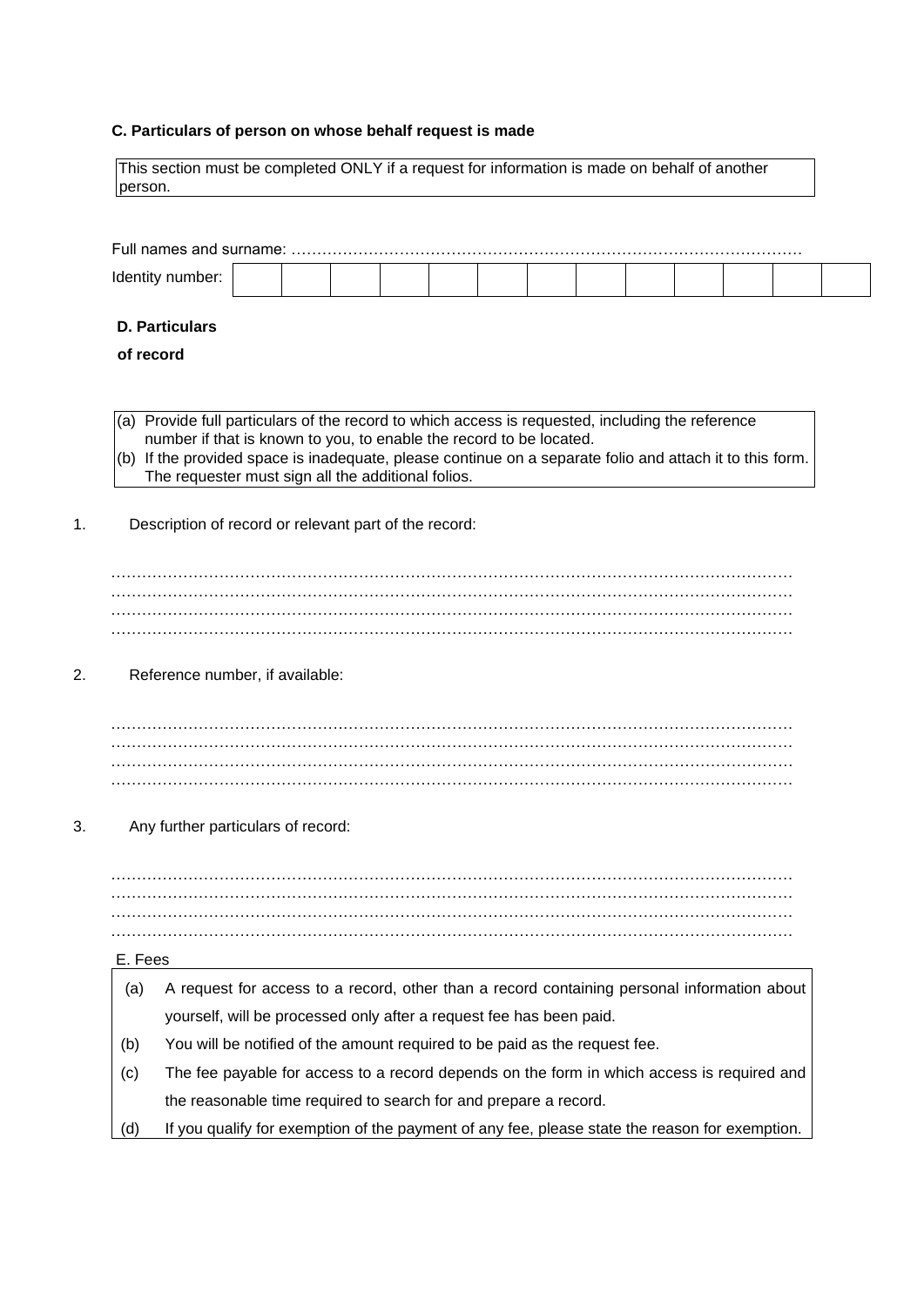**C. Particulars of person on whose behalf request is made**

| This section must be completed ONLY if a request for information is made on behalf of another person. |
|---|

Full names and surname: ………………………………………………………………………………………

| Identity number: | | | | | | | | | | | | | |
|---|---|---|---|---|---|---|---|---|---|---|---|---|---|

**D. Particulars of record**

| (a) Provide full particulars of the record to which access is requested, including the reference number if that is known to you, to enable the record to be located.<br>(b) If the provided space is inadequate, please continue on a separate folio and attach it to this form. The requester must sign all the additional folios. |
|---|

1. Description of record or relevant part of the record:

…………………………………………………………………………………………………………………
…………………………………………………………………………………………………………………
…………………………………………………………………………………………………………………
…………………………………………………………………………………………………………………

2. Reference number, if available:

…………………………………………………………………………………………………………………
…………………………………………………………………………………………………………………
…………………………………………………………………………………………………………………
…………………………………………………………………………………………………………………

3. Any further particulars of record:

…………………………………………………………………………………………………………………
…………………………………………………………………………………………………………………
…………………………………………………………………………………………………………………
…………………………………………………………………………………………………………………

E. Fees

| | |
|---|---|
| (a) | A request for access to a record, other than a record containing personal information about yourself, will be processed only after a request fee has been paid. |
| (b) | You will be notified of the amount required to be paid as the request fee. |
| (c) | The fee payable for access to a record depends on the form in which access is required and the reasonable time required to search for and prepare a record. |
| (d) | If you qualify for exemption of the payment of any fee, please state the reason for exemption. |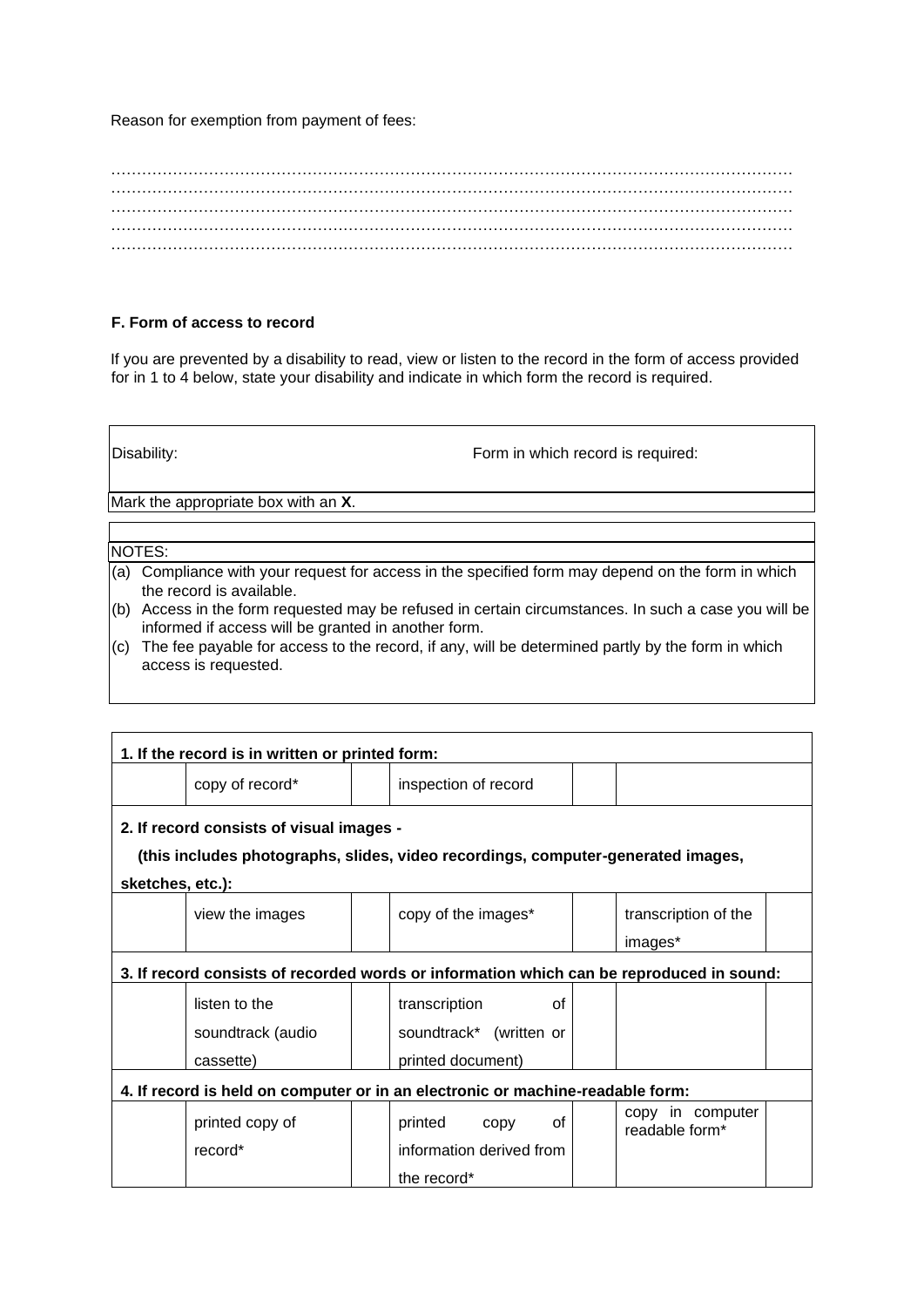Reason for exemption from payment of fees:

…………………………………………………………………………………………………………………
…………………………………………………………………………………………………………………
…………………………………………………………………………………………………………………
…………………………………………………………………………………………………………………
…………………………………………………………………………………………………………………

**F. Form of access to record**

If you are prevented by a disability to read, view or listen to the record in the form of access provided for in 1 to 4 below, state your disability and indicate in which form the record is required.

| Disability: | Form in which record is required: |
|---|---|
| Mark the appropriate box with an **X**. | |

NOTES:

(a) Compliance with your request for access in the specified form may depend on the form in which the record is available.
(b) Access in the form requested may be refused in certain circumstances. In such a case you will be informed if access will be granted in another form.
(c) The fee payable for access to the record, if any, will be determined partly by the form in which access is requested.

| | | | | | | |
|---|---|---|---|---|---|---|
| **1. If the record is in written or printed form:** | | | | | | |
| | copy of record* | | inspection of record | | | |
| **2. If record consists of visual images - (this includes photographs, slides, video recordings, computer-generated images, sketches, etc.):** | | | | | | |
| | view the images | | copy of the images* | | transcription of the images* | |
| **3. If record consists of recorded words or information which can be reproduced in sound:** | | | | | | |
| | listen to the soundtrack (audio cassette) | | transcription of soundtrack* (written or printed document) | | | |
| **4. If record is held on computer or in an electronic or machine-readable form:** | | | | | | |
| | printed copy of record* | | printed copy of information derived from the record* | | copy in computer readable form* | |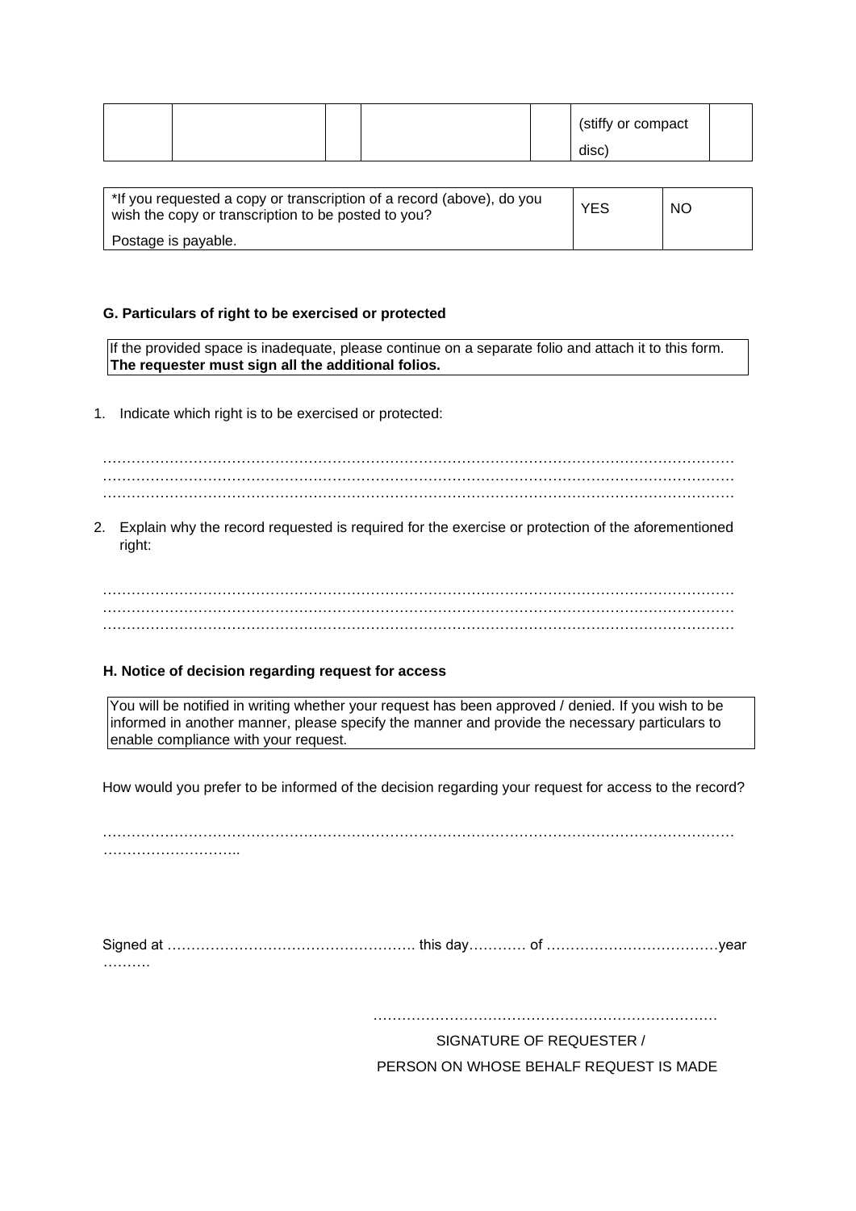| | | | | | (stiffy or compact disc) | |
|---|---|---|---|---|---|---|

| *If you requested a copy or transcription of a record (above), do you wish the copy or transcription to be posted to you? Postage is payable. | YES | NO |
|---|---|---|

**G. Particulars of right to be exercised or protected**

If the provided space is inadequate, please continue on a separate folio and attach it to this form. **The requester must sign all the additional folios.**

1. Indicate which right is to be exercised or protected:

………………………………………………………………………………………………………………………
………………………………………………………………………………………………………………………
………………………………………………………………………………………………………………………

2. Explain why the record requested is required for the exercise or protection of the aforementioned right:

………………………………………………………………………………………………………………………
………………………………………………………………………………………………………………………
………………………………………………………………………………………………………………………

**H. Notice of decision regarding request for access**

You will be notified in writing whether your request has been approved / denied. If you wish to be informed in another manner, please specify the manner and provide the necessary particulars to enable compliance with your request.

How would you prefer to be informed of the decision regarding your request for access to the record?

………………………………………………………………………………………………………………………
………………………..

Signed at ……………………………………………. this day………… of ………………………………year ……….

……………………………………………………………

SIGNATURE OF REQUESTER /

PERSON ON WHOSE BEHALF REQUEST IS MADE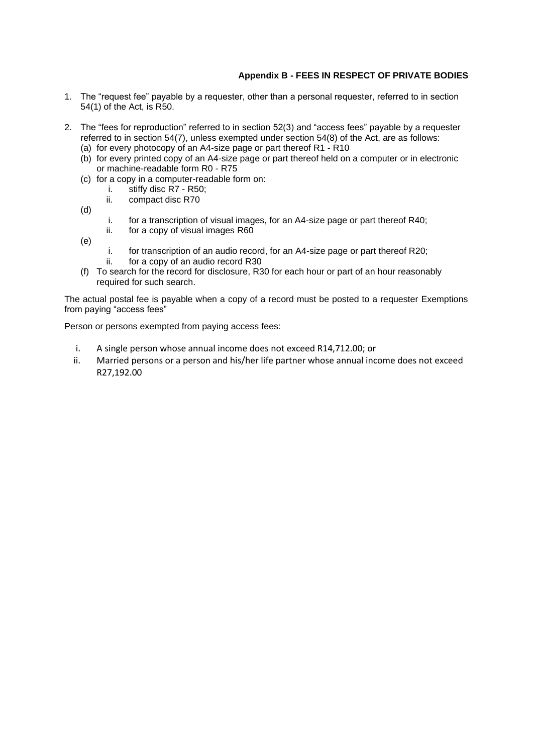## Appendix B - FEES IN RESPECT OF PRIVATE BODIES

1. The "request fee" payable by a requester, other than a personal requester, referred to in section 54(1) of the Act, is R50.

2. The "fees for reproduction" referred to in section 52(3) and "access fees" payable by a requester referred to in section 54(7), unless exempted under section 54(8) of the Act, are as follows:
   (a) for every photocopy of an A4-size page or part thereof R1 - R10
   (b) for every printed copy of an A4-size page or part thereof held on a computer or in electronic or machine-readable form R0 - R75
   (c) for a copy in a computer-readable form on:
      i. stiffy disc R7 - R50;
      ii. compact disc R70
   (d)
      i. for a transcription of visual images, for an A4-size page or part thereof R40;
      ii. for a copy of visual images R60
   (e)
      i. for transcription of an audio record, for an A4-size page or part thereof R20;
      ii. for a copy of an audio record R30
   (f) To search for the record for disclosure, R30 for each hour or part of an hour reasonably required for such search.

The actual postal fee is payable when a copy of a record must be posted to a requester Exemptions from paying "access fees"

Person or persons exempted from paying access fees:

i. A single person whose annual income does not exceed R14,712.00; or
ii. Married persons or a person and his/her life partner whose annual income does not exceed R27,192.00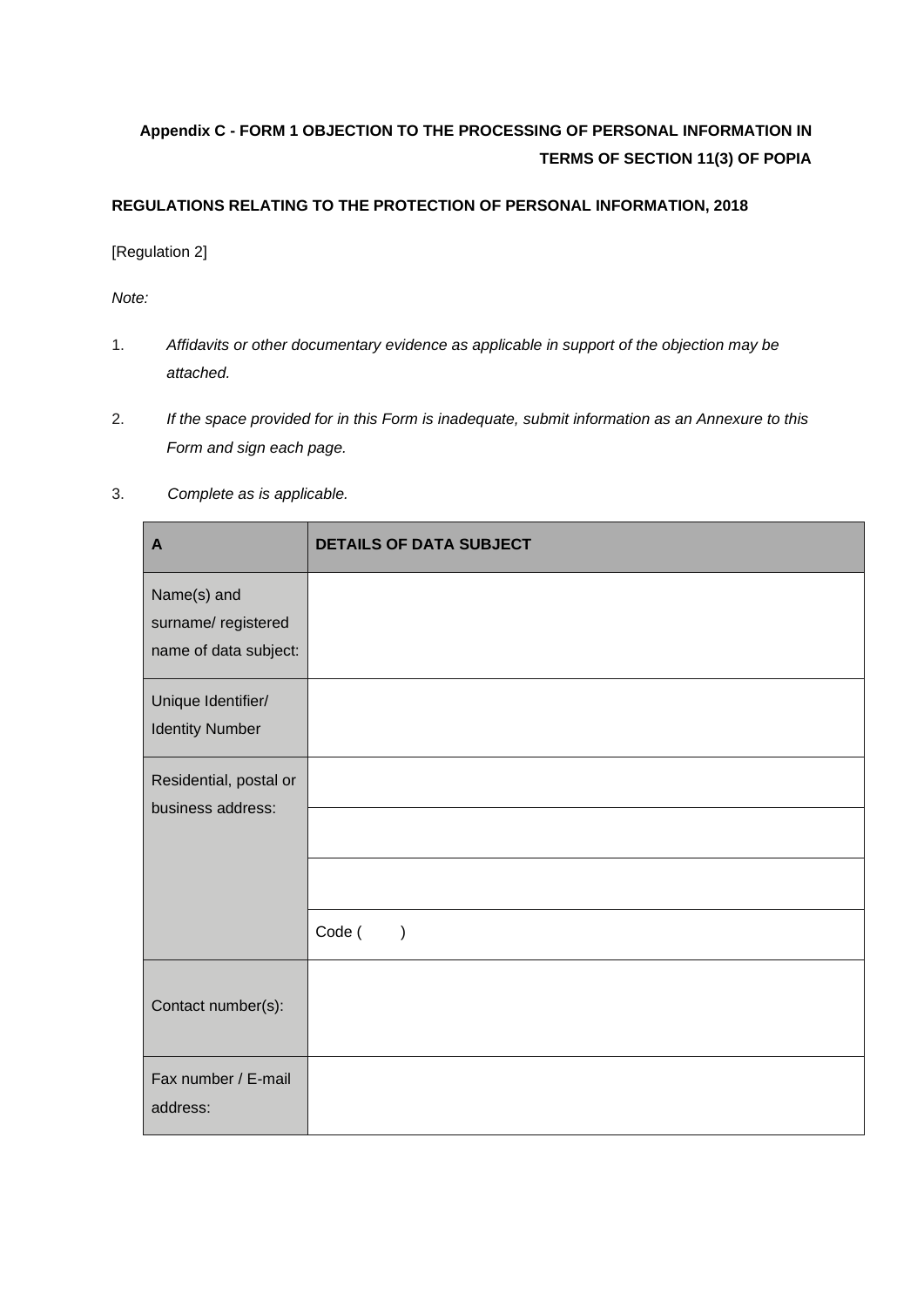**Appendix C - FORM 1 OBJECTION TO THE PROCESSING OF PERSONAL INFORMATION IN TERMS OF SECTION 11(3) OF POPIA**

**REGULATIONS RELATING TO THE PROTECTION OF PERSONAL INFORMATION, 2018**

[Regulation 2]

*Note:*

1. *Affidavits or other documentary evidence as applicable in support of the objection may be attached.*
2. *If the space provided for in this Form is inadequate, submit information as an Annexure to this Form and sign each page.*
3. *Complete as is applicable.*

| **A** | **DETAILS OF DATA SUBJECT** |
|---|---|
| Name(s) and surname/ registered name of data subject: | |
| Unique Identifier/ Identity Number | |
| Residential, postal or business address: | |
| | |
| | |
| | Code ( ) |
| Contact number(s): | |
| Fax number / E-mail address: | |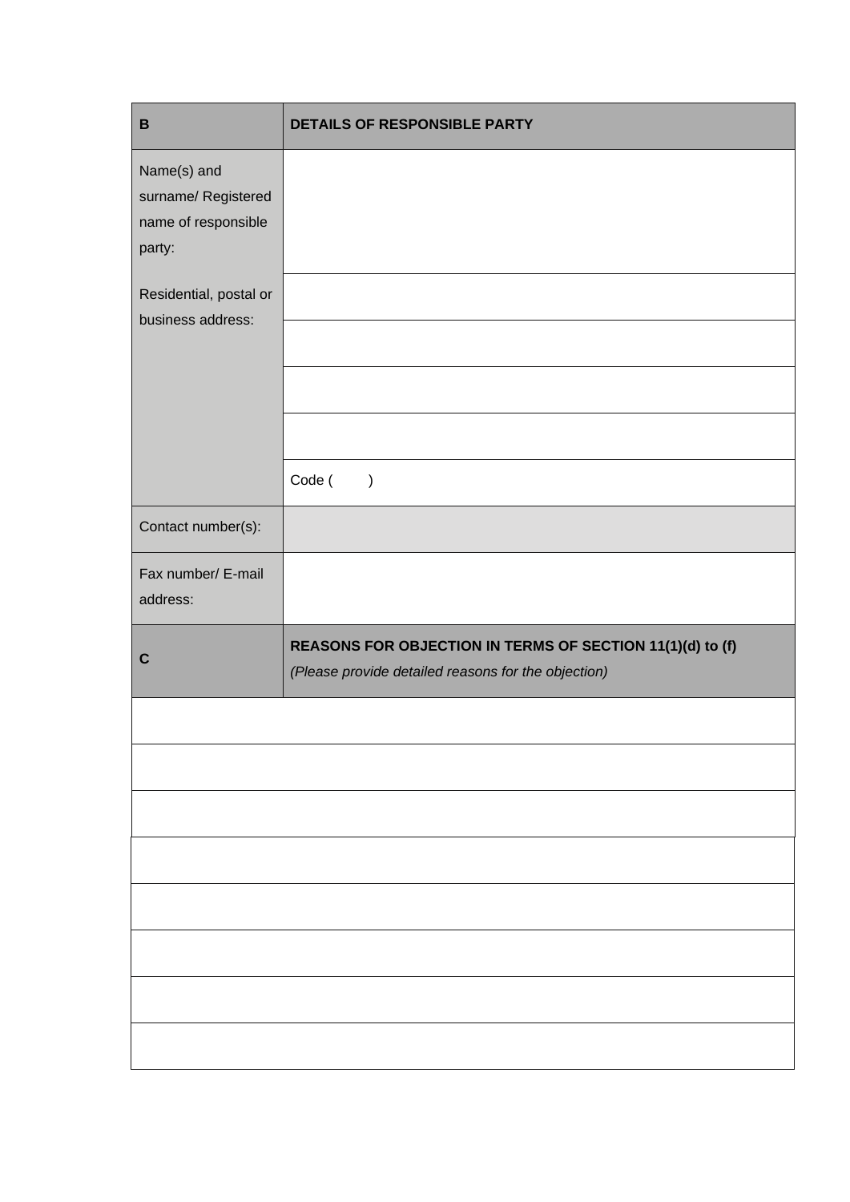| B | DETAILS OF RESPONSIBLE PARTY |
|---|---|
| Name(s) and surname/ Registered name of responsible party: | |
| Residential, postal or business address: | |
| | |
| | |
| | |
| | Code (        ) |
| Contact number(s): | |
| Fax number/ E-mail address: | |

| C | REASONS FOR OBJECTION IN TERMS OF SECTION 11(1)(d) to (f)<br>*(Please provide detailed reasons for the objection)* |
|---|---|
| | |
| | |
| | |
| | |
| | |
| | |
| | |
| | |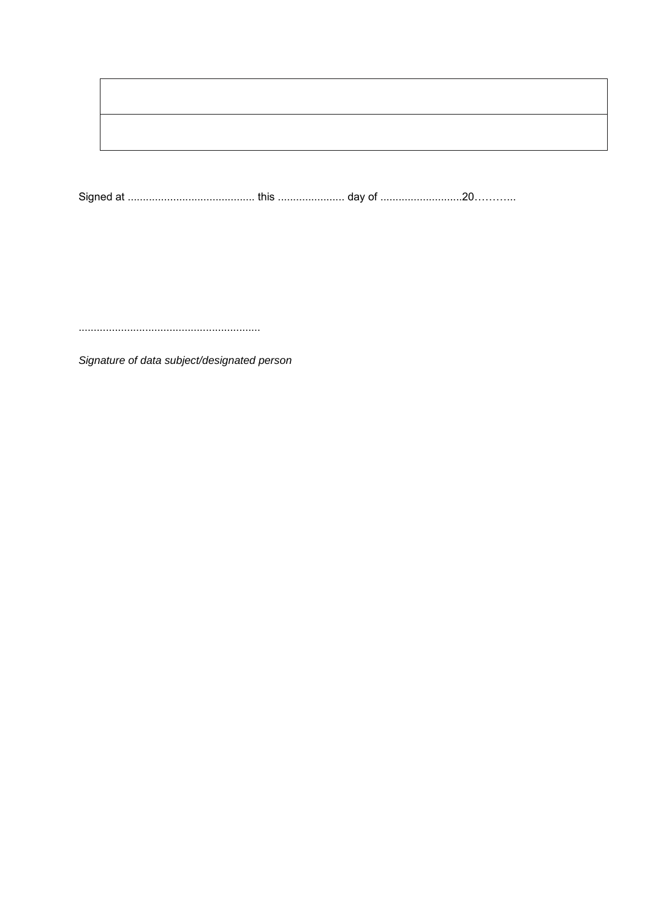| |
|---|
| |

Signed at .......................................... this ...................... day of ...........................20………..

............................................................

*Signature of data subject/designated person*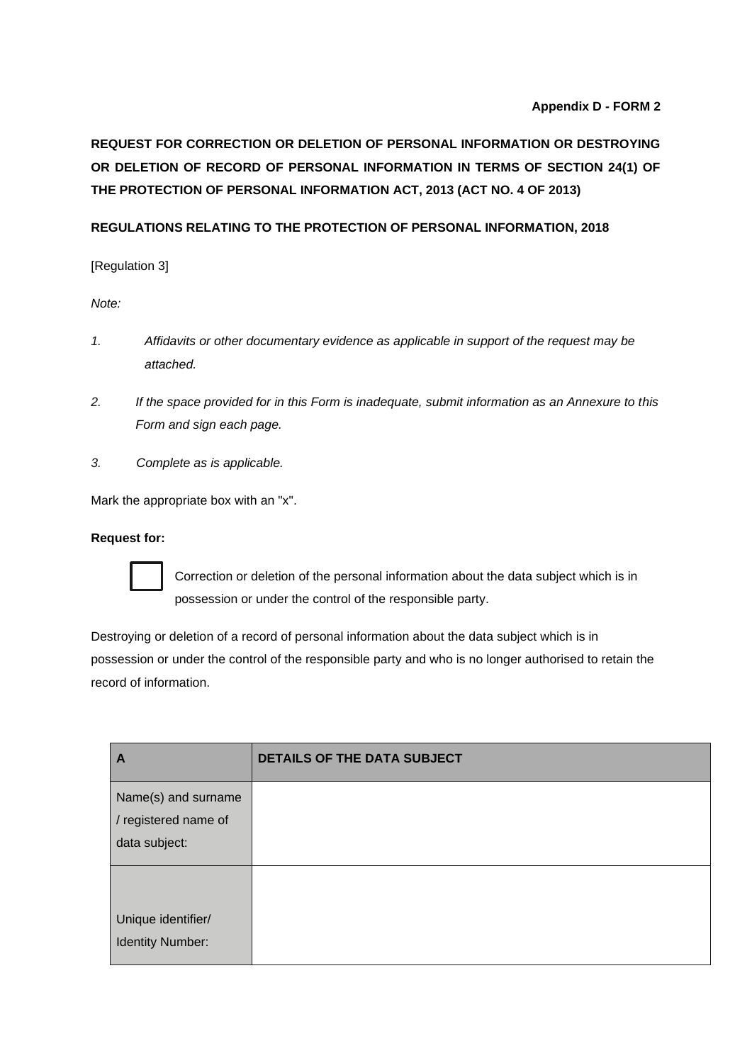**Appendix D - FORM 2**

**REQUEST FOR CORRECTION OR DELETION OF PERSONAL INFORMATION OR DESTROYING OR DELETION OF RECORD OF PERSONAL INFORMATION IN TERMS OF SECTION 24(1) OF THE PROTECTION OF PERSONAL INFORMATION ACT, 2013 (ACT NO. 4 OF 2013)**

**REGULATIONS RELATING TO THE PROTECTION OF PERSONAL INFORMATION, 2018**

[Regulation 3]

*Note:*

1. *Affidavits or other documentary evidence as applicable in support of the request may be attached.*
2. *If the space provided for in this Form is inadequate, submit information as an Annexure to this Form and sign each page.*
3. *Complete as is applicable.*

Mark the appropriate box with an "x".

**Request for:**

☐ Correction or deletion of the personal information about the data subject which is in possession or under the control of the responsible party.

Destroying or deletion of a record of personal information about the data subject which is in possession or under the control of the responsible party and who is no longer authorised to retain the record of information.

| **A** | **DETAILS OF THE DATA SUBJECT** |
|---|---|
| Name(s) and surname / registered name of data subject: | |
| Unique identifier/ Identity Number: | |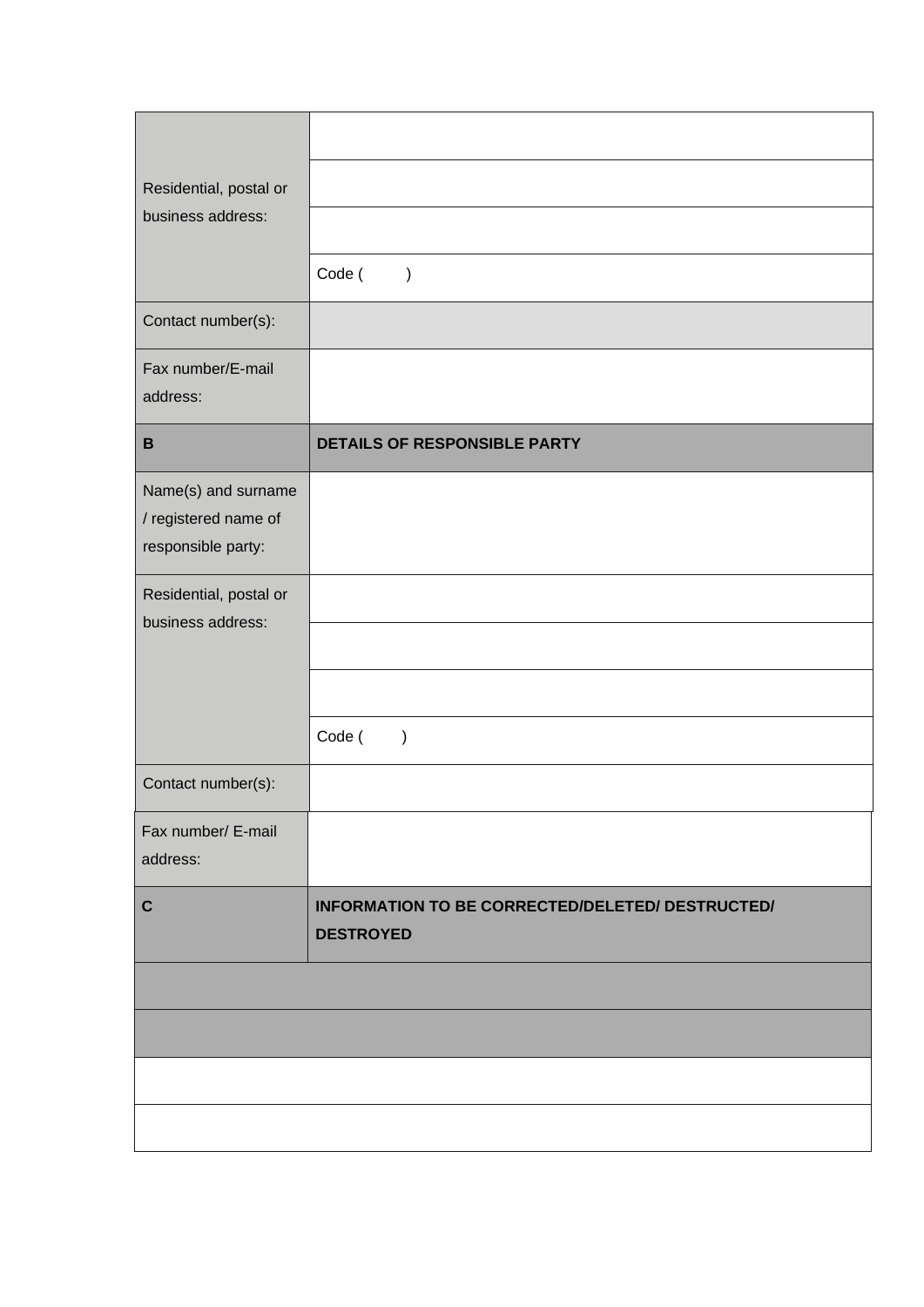| | |
|---|---|
| Residential, postal or business address: | |
| | |
| | |
| | Code (         ) |
| Contact number(s): | |
| Fax number/E-mail address: | |
| **B** | **DETAILS OF RESPONSIBLE PARTY** |
| Name(s) and surname / registered name of responsible party: | |
| Residential, postal or business address: | |
| | |
| | |
| | Code (         ) |
| Contact number(s): | |
| Fax number/ E-mail address: | |
| **C** | **INFORMATION TO BE CORRECTED/DELETED/ DESTRUCTED/ DESTROYED** |
| | |
| | |
| | |
| | |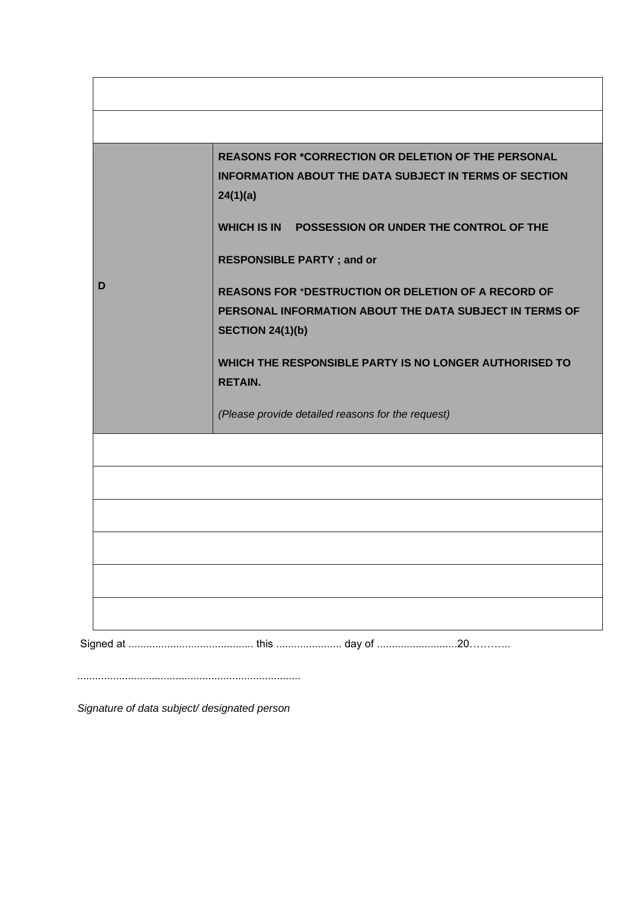| | |
|---|---|
| | |
| | |
| **D** | **REASONS FOR *CORRECTION OR DELETION OF THE PERSONAL INFORMATION ABOUT THE DATA SUBJECT IN TERMS OF SECTION 24(1)(a)**<br><br>**WHICH IS IN POSSESSION OR UNDER THE CONTROL OF THE**<br><br>**RESPONSIBLE PARTY ; and or**<br><br>**REASONS FOR *DESTRUCTION OR DELETION OF A RECORD OF PERSONAL INFORMATION ABOUT THE DATA SUBJECT IN TERMS OF SECTION 24(1)(b)**<br><br>**WHICH THE RESPONSIBLE PARTY IS NO LONGER AUTHORISED TO RETAIN.**<br><br>*(Please provide detailed reasons for the request)* |
| | |
| | |
| | |
| | |
| | |
| | |

Signed at .......................................... this ...................... day of ...........................20………..

...........................................................................

*Signature of data subject/ designated person*